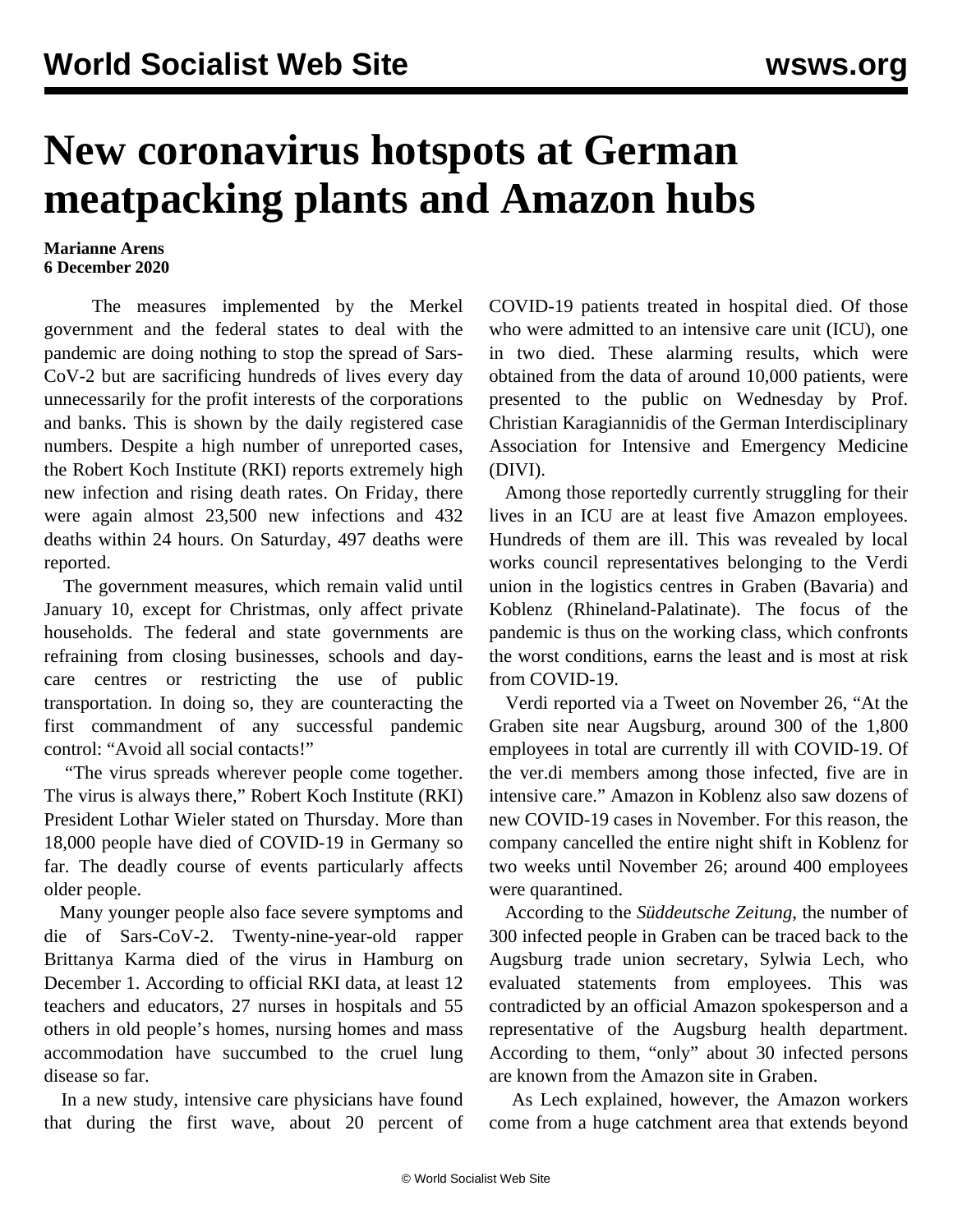# New coronavirus hotspots at German meatpacking plants and Amazon hubs

**Marianne Arens**
**6 December 2020**

The measures implemented by the Merkel government and the federal states to deal with the pandemic are doing nothing to stop the spread of Sars-CoV-2 but are sacrificing hundreds of lives every day unnecessarily for the profit interests of the corporations and banks. This is shown by the daily registered case numbers. Despite a high number of unreported cases, the Robert Koch Institute (RKI) reports extremely high new infection and rising death rates. On Friday, there were again almost 23,500 new infections and 432 deaths within 24 hours. On Saturday, 497 deaths were reported.

The government measures, which remain valid until January 10, except for Christmas, only affect private households. The federal and state governments are refraining from closing businesses, schools and day-care centres or restricting the use of public transportation. In doing so, they are counteracting the first commandment of any successful pandemic control: "Avoid all social contacts!"

"The virus spreads wherever people come together. The virus is always there," Robert Koch Institute (RKI) President Lothar Wieler stated on Thursday. More than 18,000 people have died of COVID-19 in Germany so far. The deadly course of events particularly affects older people.

Many younger people also face severe symptoms and die of Sars-CoV-2. Twenty-nine-year-old rapper Brittanya Karma died of the virus in Hamburg on December 1. According to official RKI data, at least 12 teachers and educators, 27 nurses in hospitals and 55 others in old people's homes, nursing homes and mass accommodation have succumbed to the cruel lung disease so far.

In a new study, intensive care physicians have found that during the first wave, about 20 percent of COVID-19 patients treated in hospital died. Of those who were admitted to an intensive care unit (ICU), one in two died. These alarming results, which were obtained from the data of around 10,000 patients, were presented to the public on Wednesday by Prof. Christian Karagiannidis of the German Interdisciplinary Association for Intensive and Emergency Medicine (DIVI).

Among those reportedly currently struggling for their lives in an ICU are at least five Amazon employees. Hundreds of them are ill. This was revealed by local works council representatives belonging to the Verdi union in the logistics centres in Graben (Bavaria) and Koblenz (Rhineland-Palatinate). The focus of the pandemic is thus on the working class, which confronts the worst conditions, earns the least and is most at risk from COVID-19.

Verdi reported via a Tweet on November 26, "At the Graben site near Augsburg, around 300 of the 1,800 employees in total are currently ill with COVID-19. Of the ver.di members among those infected, five are in intensive care." Amazon in Koblenz also saw dozens of new COVID-19 cases in November. For this reason, the company cancelled the entire night shift in Koblenz for two weeks until November 26; around 400 employees were quarantined.

According to the *Süddeutsche Zeitung*, the number of 300 infected people in Graben can be traced back to the Augsburg trade union secretary, Sylwia Lech, who evaluated statements from employees. This was contradicted by an official Amazon spokesperson and a representative of the Augsburg health department. According to them, "only" about 30 infected persons are known from the Amazon site in Graben.

As Lech explained, however, the Amazon workers come from a huge catchment area that extends beyond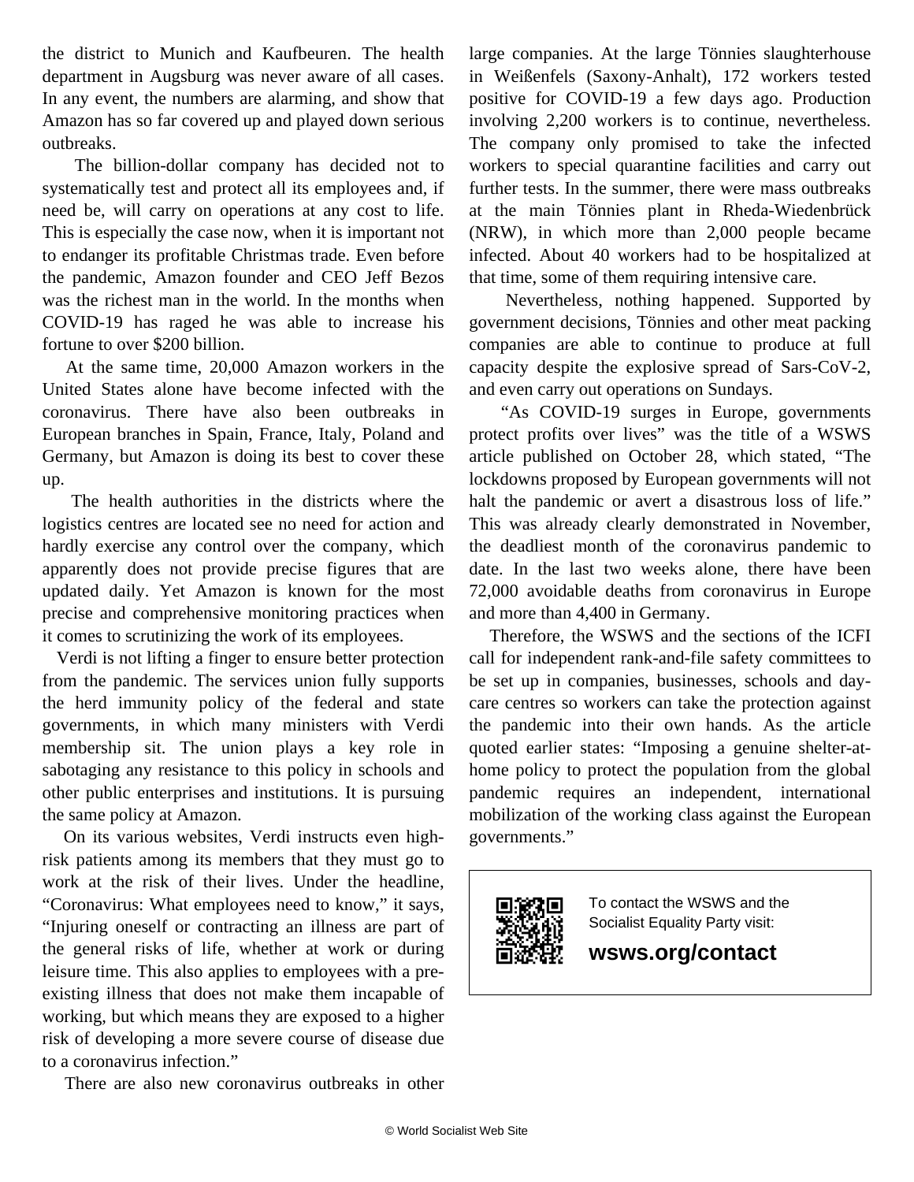the district to Munich and Kaufbeuren. The health department in Augsburg was never aware of all cases. In any event, the numbers are alarming, and show that Amazon has so far covered up and played down serious outbreaks.

The billion-dollar company has decided not to systematically test and protect all its employees and, if need be, will carry on operations at any cost to life. This is especially the case now, when it is important not to endanger its profitable Christmas trade. Even before the pandemic, Amazon founder and CEO Jeff Bezos was the richest man in the world. In the months when COVID-19 has raged he was able to increase his fortune to over $200 billion.

At the same time, 20,000 Amazon workers in the United States alone have become infected with the coronavirus. There have also been outbreaks in European branches in Spain, France, Italy, Poland and Germany, but Amazon is doing its best to cover these up.

The health authorities in the districts where the logistics centres are located see no need for action and hardly exercise any control over the company, which apparently does not provide precise figures that are updated daily. Yet Amazon is known for the most precise and comprehensive monitoring practices when it comes to scrutinizing the work of its employees.

Verdi is not lifting a finger to ensure better protection from the pandemic. The services union fully supports the herd immunity policy of the federal and state governments, in which many ministers with Verdi membership sit. The union plays a key role in sabotaging any resistance to this policy in schools and other public enterprises and institutions. It is pursuing the same policy at Amazon.

On its various websites, Verdi instructs even high-risk patients among its members that they must go to work at the risk of their lives. Under the headline, "Coronavirus: What employees need to know," it says, "Injuring oneself or contracting an illness are part of the general risks of life, whether at work or during leisure time. This also applies to employees with a pre-existing illness that does not make them incapable of working, but which means they are exposed to a higher risk of developing a more severe course of disease due to a coronavirus infection."

There are also new coronavirus outbreaks in other large companies. At the large Tönnies slaughterhouse in Weißenfels (Saxony-Anhalt), 172 workers tested positive for COVID-19 a few days ago. Production involving 2,200 workers is to continue, nevertheless. The company only promised to take the infected workers to special quarantine facilities and carry out further tests. In the summer, there were mass outbreaks at the main Tönnies plant in Rheda-Wiedenbrück (NRW), in which more than 2,000 people became infected. About 40 workers had to be hospitalized at that time, some of them requiring intensive care.

Nevertheless, nothing happened. Supported by government decisions, Tönnies and other meat packing companies are able to continue to produce at full capacity despite the explosive spread of Sars-CoV-2, and even carry out operations on Sundays.

"As COVID-19 surges in Europe, governments protect profits over lives" was the title of a WSWS article published on October 28, which stated, "The lockdowns proposed by European governments will not halt the pandemic or avert a disastrous loss of life." This was already clearly demonstrated in November, the deadliest month of the coronavirus pandemic to date. In the last two weeks alone, there have been 72,000 avoidable deaths from coronavirus in Europe and more than 4,400 in Germany.

Therefore, the WSWS and the sections of the ICFI call for independent rank-and-file safety committees to be set up in companies, businesses, schools and day-care centres so workers can take the protection against the pandemic into their own hands. As the article quoted earlier states: "Imposing a genuine shelter-at-home policy to protect the population from the global pandemic requires an independent, international mobilization of the working class against the European governments."

To contact the WSWS and the Socialist Equality Party visit:

**wsws.org/contact**